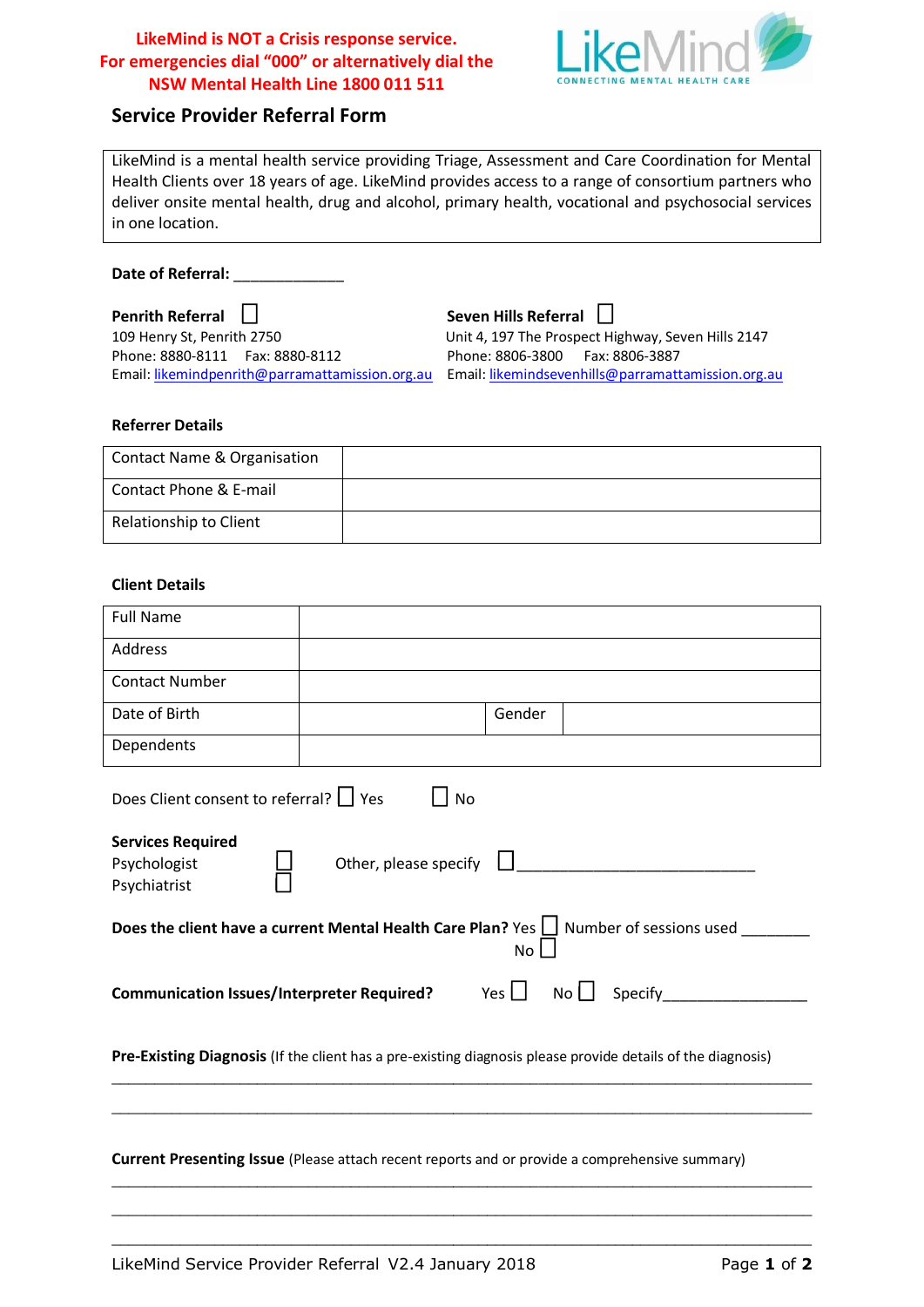**LikeMind is NOT a Crisis response service.**
**For emergencies dial "000" or alternatively dial the NSW Mental Health Line 1800 011 511**

LikeMind
CONNECTING MENTAL HEALTH CARE

## Service Provider Referral Form

LikeMind is a mental health service providing Triage, Assessment and Care Coordination for Mental Health Clients over 18 years of age. LikeMind provides access to a range of consortium partners who deliver onsite mental health, drug and alcohol, primary health, vocational and psychosocial services in one location.

**Date of Referral:** ____________

**Penrith Referral** ☐
109 Henry St, Penrith 2750
Phone: 8880-8111 Fax: 8880-8112
Email: likemindpenrith@parramattamission.org.au

**Seven Hills Referral** ☐
Unit 4, 197 The Prospect Highway, Seven Hills 2147
Phone: 8806-3800 Fax: 8806-3887
Email: likemindsevenhills@parramattamission.org.au

### Referrer Details

| Contact Name & Organisation | |
|---|---|
| Contact Phone & E-mail | |
| Relationship to Client | |

### Client Details

| Full Name | | | |
|---|---|---|---|
| Address | | | |
| Contact Number | | | |
| Date of Birth | | Gender | |
| Dependents | | | |

Does Client consent to referral? ☐ Yes ☐ No

**Services Required**
Psychologist ☐
Psychiatrist ☐
Other, please specify ☐ ___________________________

**Does the client have a current Mental Health Care Plan?** Yes ☐ Number of sessions used ________
No ☐

**Communication Issues/Interpreter Required?** Yes ☐ No ☐ Specify________________

**Pre-Existing Diagnosis** (If the client has a pre-existing diagnosis please provide details of the diagnosis)

______________________________________________________________________________

______________________________________________________________________________

**Current Presenting Issue** (Please attach recent reports and or provide a comprehensive summary)

______________________________________________________________________________

______________________________________________________________________________

______________________________________________________________________________

LikeMind Service Provider Referral V2.4 January 2018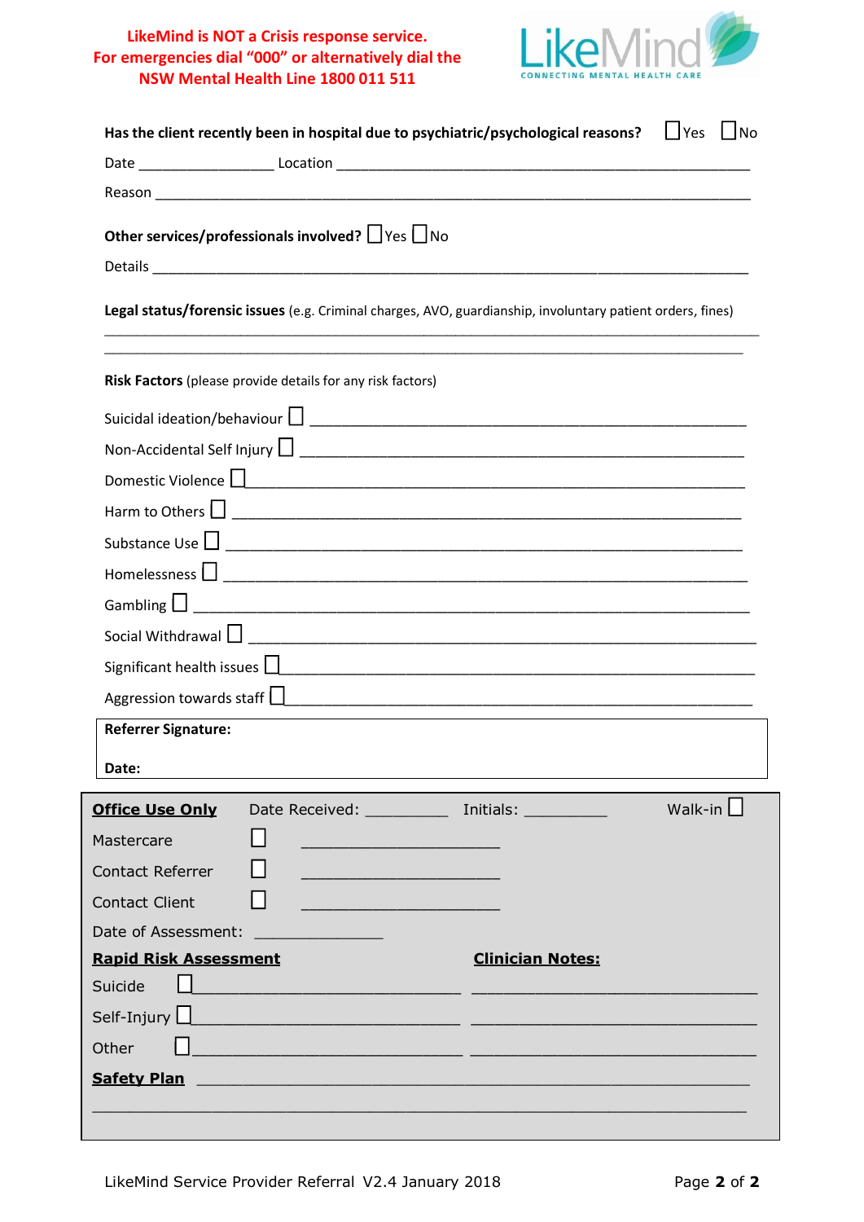**LikeMind is NOT a Crisis response service.**
**For emergencies dial "000" or alternatively dial the NSW Mental Health Line 1800 011 511**

LikeMind
CONNECTING MENTAL HEALTH CARE

**Has the client recently been in hospital due to psychiatric/psychological reasons?** ☐ Yes ☐ No

Date ________________ Location ________________________________________________

Reason ______________________________________________________________________

**Other services/professionals involved?** ☐ Yes ☐ No

Details ______________________________________________________________________

**Legal status/forensic issues** (e.g. Criminal charges, AVO, guardianship, involuntary patient orders, fines)

______________________________________________________________________________

______________________________________________________________________________

**Risk Factors** (please provide details for any risk factors)

Suicidal ideation/behaviour ☐ ________________________________________________

Non-Accidental Self Injury ☐ ________________________________________________

Domestic Violence ☐ _______________________________________________________

Harm to Others ☐ _________________________________________________________

Substance Use ☐ __________________________________________________________

Homelessness ☐ __________________________________________________________

Gambling ☐ ______________________________________________________________

Social Withdrawal ☐ _______________________________________________________

Significant health issues ☐ __________________________________________________

Aggression towards staff ☐ _________________________________________________

**Referrer Signature:**

**Date:**

**Office Use Only** Date Received: _________ Initials: _________ Walk-in ☐

Mastercare ☐ ______________________

Contact Referrer ☐ ______________________

Contact Client ☐ ______________________

Date of Assessment: ______________

**Rapid Risk Assessment** **Clinician Notes:**

Suicide ☐ ______________________________ ______________________________

Self-Injury ☐ ______________________________ ______________________________

Other ☐ ______________________________ ______________________________

**Safety Plan** ______________________________________________________________

______________________________________________________________________________

LikeMind Service Provider Referral V2.4 January 2018